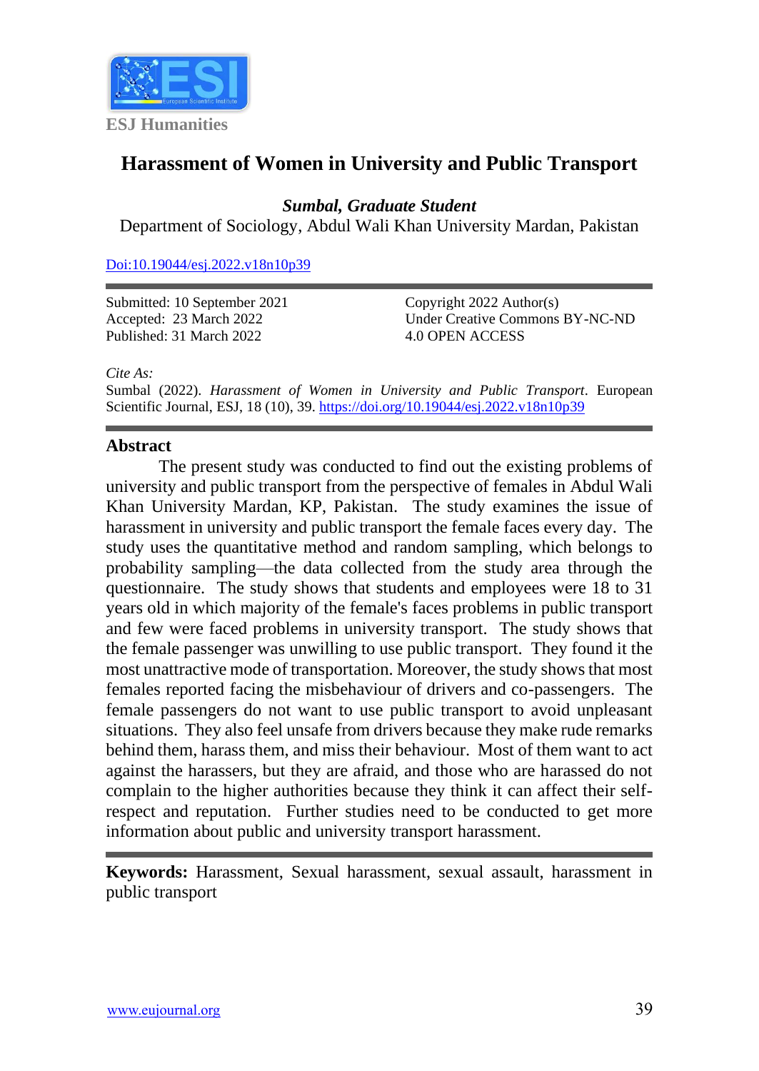ESJ Humanities

# Harassment of Women in University and Public Transport

***Sumbal, Graduate Student***

Department of Sociology, Abdul Wali Khan University Mardan, Pakistan

[Doi:10.19044/esj.2022.v18n10p39](https://doi.org/10.19044/esj.2022.v18n10p39)

Submitted: 10 September 2021
Accepted: 23 March 2022
Published: 31 March 2022

Copyright 2022 Author(s)
Under Creative Commons BY-NC-ND
4.0 OPEN ACCESS

*Cite As:*
Sumbal (2022). *Harassment of Women in University and Public Transport*. European Scientific Journal, ESJ, 18 (10), 39. https://doi.org/10.19044/esj.2022.v18n10p39

## Abstract

The present study was conducted to find out the existing problems of university and public transport from the perspective of females in Abdul Wali Khan University Mardan, KP, Pakistan. The study examines the issue of harassment in university and public transport the female faces every day. The study uses the quantitative method and random sampling, which belongs to probability sampling—the data collected from the study area through the questionnaire. The study shows that students and employees were 18 to 31 years old in which majority of the female's faces problems in public transport and few were faced problems in university transport. The study shows that the female passenger was unwilling to use public transport. They found it the most unattractive mode of transportation. Moreover, the study shows that most females reported facing the misbehaviour of drivers and co-passengers. The female passengers do not want to use public transport to avoid unpleasant situations. They also feel unsafe from drivers because they make rude remarks behind them, harass them, and miss their behaviour. Most of them want to act against the harassers, but they are afraid, and those who are harassed do not complain to the higher authorities because they think it can affect their self-respect and reputation. Further studies need to be conducted to get more information about public and university transport harassment.

**Keywords:** Harassment, Sexual harassment, sexual assault, harassment in public transport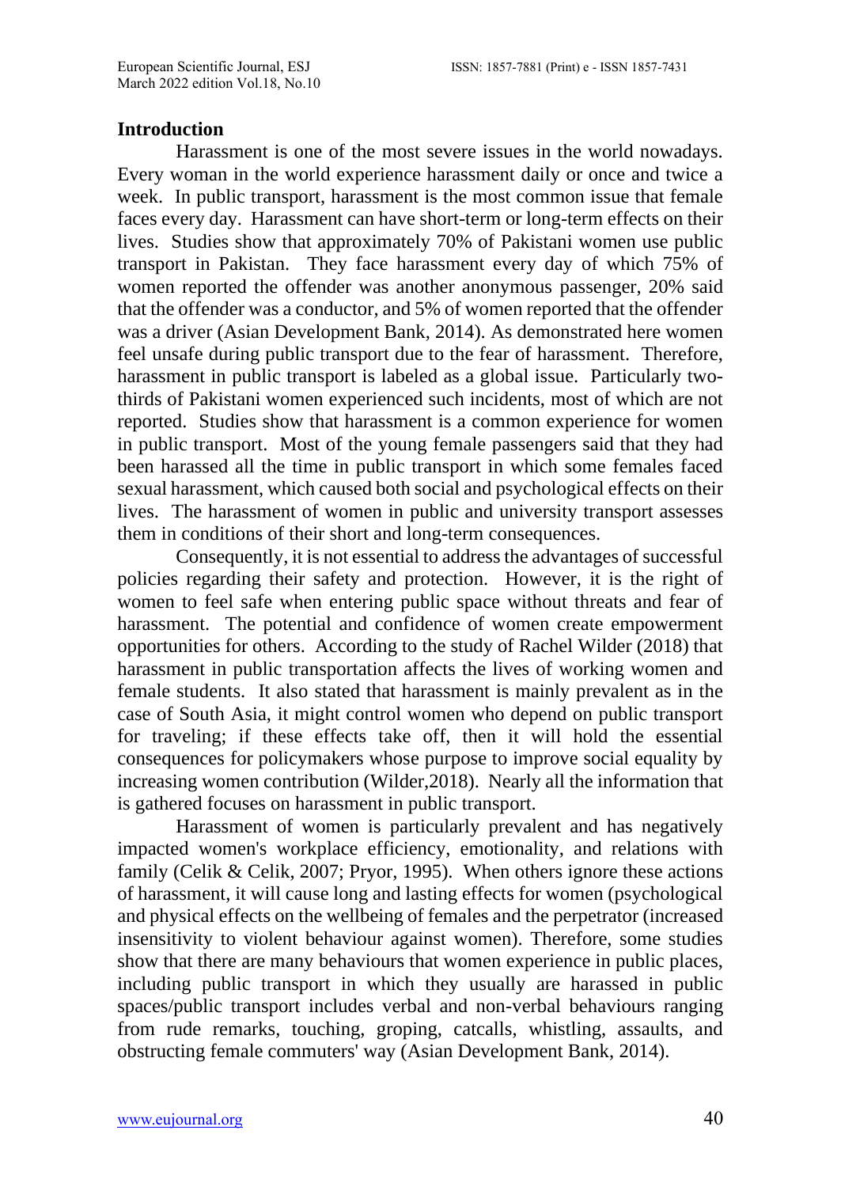## Introduction

Harassment is one of the most severe issues in the world nowadays. Every woman in the world experience harassment daily or once and twice a week. In public transport, harassment is the most common issue that female faces every day. Harassment can have short-term or long-term effects on their lives. Studies show that approximately 70% of Pakistani women use public transport in Pakistan. They face harassment every day of which 75% of women reported the offender was another anonymous passenger, 20% said that the offender was a conductor, and 5% of women reported that the offender was a driver (Asian Development Bank, 2014). As demonstrated here women feel unsafe during public transport due to the fear of harassment. Therefore, harassment in public transport is labeled as a global issue. Particularly two-thirds of Pakistani women experienced such incidents, most of which are not reported. Studies show that harassment is a common experience for women in public transport. Most of the young female passengers said that they had been harassed all the time in public transport in which some females faced sexual harassment, which caused both social and psychological effects on their lives. The harassment of women in public and university transport assesses them in conditions of their short and long-term consequences.

Consequently, it is not essential to address the advantages of successful policies regarding their safety and protection. However, it is the right of women to feel safe when entering public space without threats and fear of harassment. The potential and confidence of women create empowerment opportunities for others. According to the study of Rachel Wilder (2018) that harassment in public transportation affects the lives of working women and female students. It also stated that harassment is mainly prevalent as in the case of South Asia, it might control women who depend on public transport for traveling; if these effects take off, then it will hold the essential consequences for policymakers whose purpose to improve social equality by increasing women contribution (Wilder,2018). Nearly all the information that is gathered focuses on harassment in public transport.

Harassment of women is particularly prevalent and has negatively impacted women's workplace efficiency, emotionality, and relations with family (Celik & Celik, 2007; Pryor, 1995). When others ignore these actions of harassment, it will cause long and lasting effects for women (psychological and physical effects on the wellbeing of females and the perpetrator (increased insensitivity to violent behaviour against women). Therefore, some studies show that there are many behaviours that women experience in public places, including public transport in which they usually are harassed in public spaces/public transport includes verbal and non-verbal behaviours ranging from rude remarks, touching, groping, catcalls, whistling, assaults, and obstructing female commuters' way (Asian Development Bank, 2014).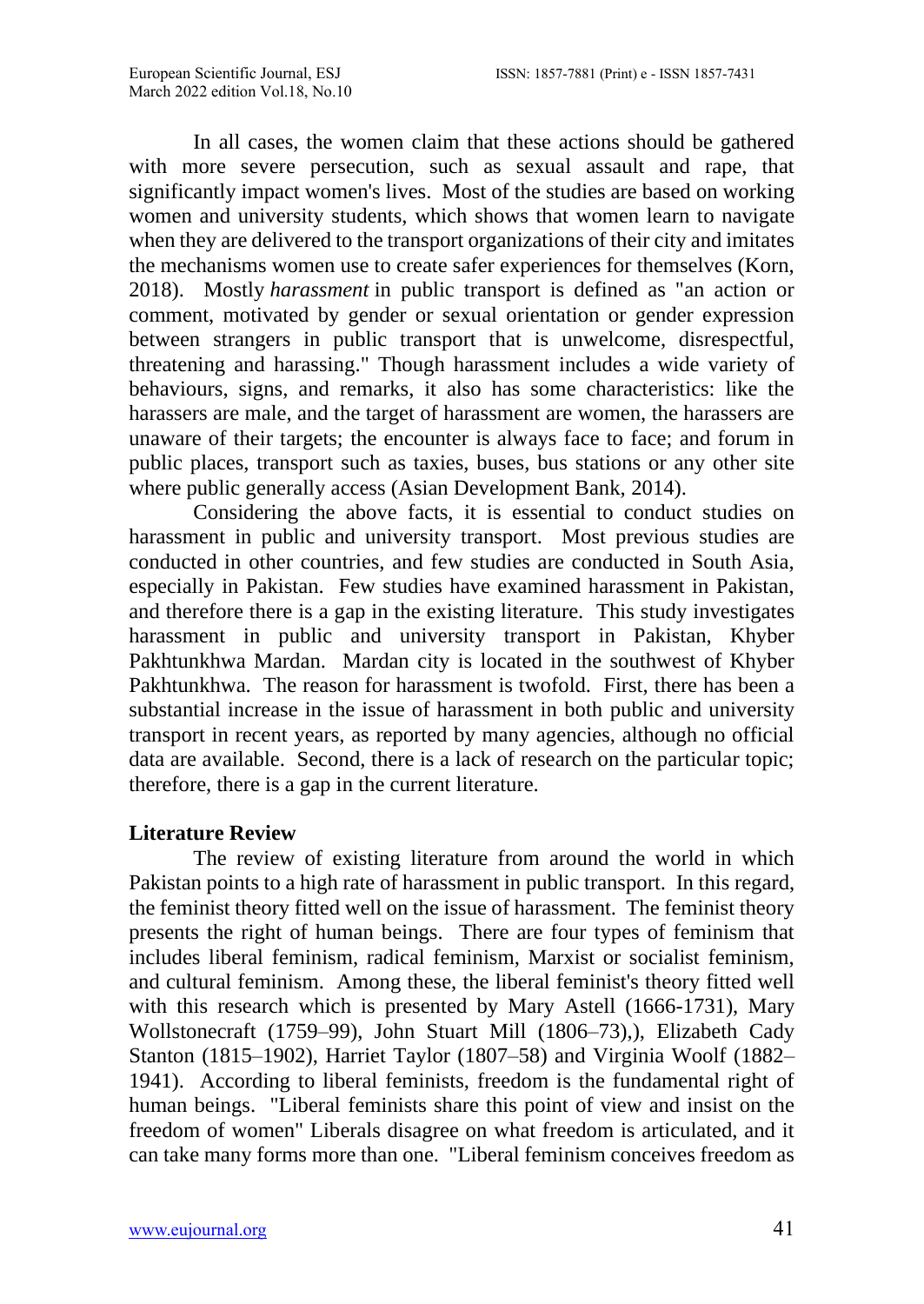In all cases, the women claim that these actions should be gathered with more severe persecution, such as sexual assault and rape, that significantly impact women's lives. Most of the studies are based on working women and university students, which shows that women learn to navigate when they are delivered to the transport organizations of their city and imitates the mechanisms women use to create safer experiences for themselves (Korn, 2018). Mostly *harassment* in public transport is defined as "an action or comment, motivated by gender or sexual orientation or gender expression between strangers in public transport that is unwelcome, disrespectful, threatening and harassing." Though harassment includes a wide variety of behaviours, signs, and remarks, it also has some characteristics: like the harassers are male, and the target of harassment are women, the harassers are unaware of their targets; the encounter is always face to face; and forum in public places, transport such as taxies, buses, bus stations or any other site where public generally access (Asian Development Bank, 2014).

Considering the above facts, it is essential to conduct studies on harassment in public and university transport. Most previous studies are conducted in other countries, and few studies are conducted in South Asia, especially in Pakistan. Few studies have examined harassment in Pakistan, and therefore there is a gap in the existing literature. This study investigates harassment in public and university transport in Pakistan, Khyber Pakhtunkhwa Mardan. Mardan city is located in the southwest of Khyber Pakhtunkhwa. The reason for harassment is twofold. First, there has been a substantial increase in the issue of harassment in both public and university transport in recent years, as reported by many agencies, although no official data are available. Second, there is a lack of research on the particular topic; therefore, there is a gap in the current literature.

## Literature Review

The review of existing literature from around the world in which Pakistan points to a high rate of harassment in public transport. In this regard, the feminist theory fitted well on the issue of harassment. The feminist theory presents the right of human beings. There are four types of feminism that includes liberal feminism, radical feminism, Marxist or socialist feminism, and cultural feminism. Among these, the liberal feminist's theory fitted well with this research which is presented by Mary Astell (1666-1731), Mary Wollstonecraft (1759–99), John Stuart Mill (1806–73),), Elizabeth Cady Stanton (1815–1902), Harriet Taylor (1807–58) and Virginia Woolf (1882–1941). According to liberal feminists, freedom is the fundamental right of human beings. "Liberal feminists share this point of view and insist on the freedom of women" Liberals disagree on what freedom is articulated, and it can take many forms more than one. "Liberal feminism conceives freedom as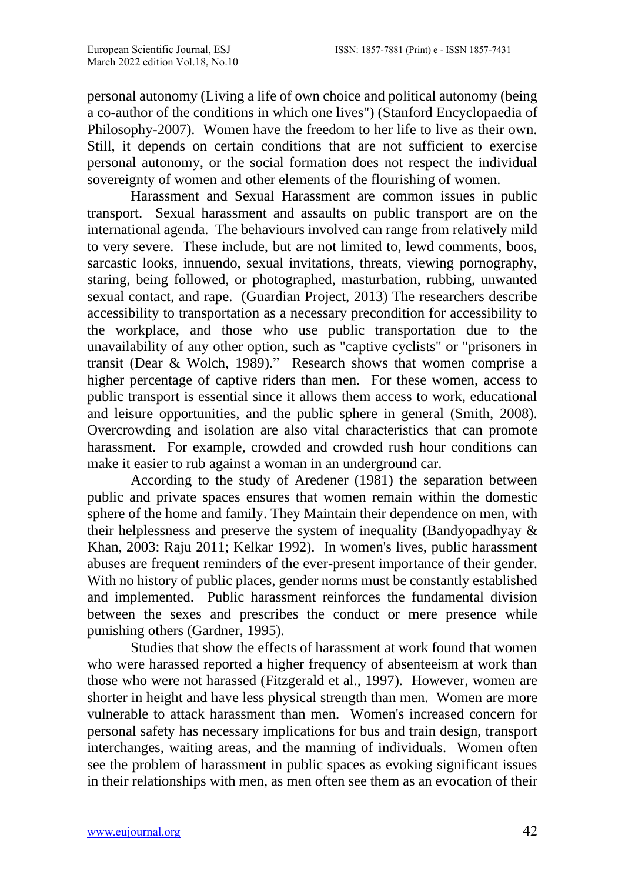personal autonomy (Living a life of own choice and political autonomy (being a co-author of the conditions in which one lives") (Stanford Encyclopaedia of Philosophy-2007). Women have the freedom to her life to live as their own. Still, it depends on certain conditions that are not sufficient to exercise personal autonomy, or the social formation does not respect the individual sovereignty of women and other elements of the flourishing of women.

Harassment and Sexual Harassment are common issues in public transport. Sexual harassment and assaults on public transport are on the international agenda. The behaviours involved can range from relatively mild to very severe. These include, but are not limited to, lewd comments, boos, sarcastic looks, innuendo, sexual invitations, threats, viewing pornography, staring, being followed, or photographed, masturbation, rubbing, unwanted sexual contact, and rape. (Guardian Project, 2013) The researchers describe accessibility to transportation as a necessary precondition for accessibility to the workplace, and those who use public transportation due to the unavailability of any other option, such as "captive cyclists" or "prisoners in transit (Dear & Wolch, 1989)." Research shows that women comprise a higher percentage of captive riders than men. For these women, access to public transport is essential since it allows them access to work, educational and leisure opportunities, and the public sphere in general (Smith, 2008). Overcrowding and isolation are also vital characteristics that can promote harassment. For example, crowded and crowded rush hour conditions can make it easier to rub against a woman in an underground car.

According to the study of Aredener (1981) the separation between public and private spaces ensures that women remain within the domestic sphere of the home and family. They Maintain their dependence on men, with their helplessness and preserve the system of inequality (Bandyopadhyay & Khan, 2003: Raju 2011; Kelkar 1992). In women's lives, public harassment abuses are frequent reminders of the ever-present importance of their gender. With no history of public places, gender norms must be constantly established and implemented. Public harassment reinforces the fundamental division between the sexes and prescribes the conduct or mere presence while punishing others (Gardner, 1995).

Studies that show the effects of harassment at work found that women who were harassed reported a higher frequency of absenteeism at work than those who were not harassed (Fitzgerald et al., 1997). However, women are shorter in height and have less physical strength than men. Women are more vulnerable to attack harassment than men. Women's increased concern for personal safety has necessary implications for bus and train design, transport interchanges, waiting areas, and the manning of individuals. Women often see the problem of harassment in public spaces as evoking significant issues in their relationships with men, as men often see them as an evocation of their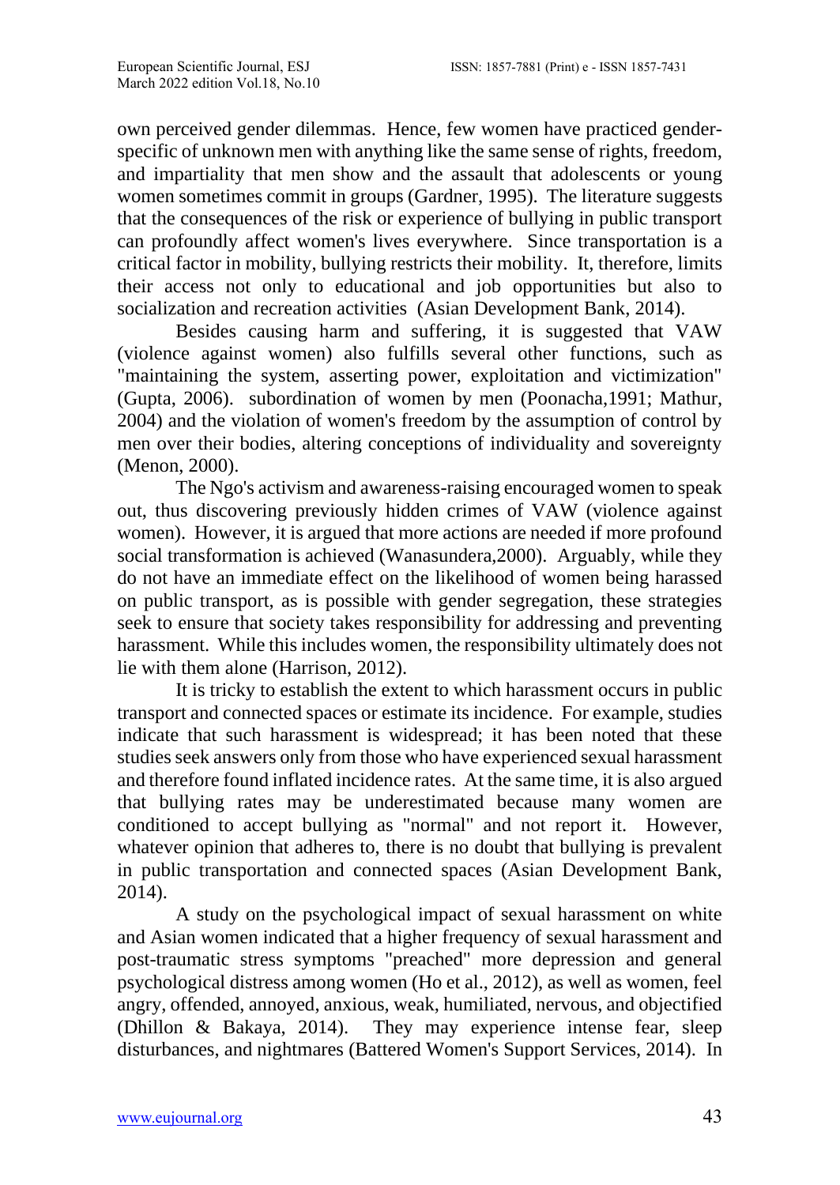own perceived gender dilemmas. Hence, few women have practiced gender-specific of unknown men with anything like the same sense of rights, freedom, and impartiality that men show and the assault that adolescents or young women sometimes commit in groups (Gardner, 1995). The literature suggests that the consequences of the risk or experience of bullying in public transport can profoundly affect women's lives everywhere. Since transportation is a critical factor in mobility, bullying restricts their mobility. It, therefore, limits their access not only to educational and job opportunities but also to socialization and recreation activities (Asian Development Bank, 2014).

Besides causing harm and suffering, it is suggested that VAW (violence against women) also fulfills several other functions, such as "maintaining the system, asserting power, exploitation and victimization" (Gupta, 2006). subordination of women by men (Poonacha,1991; Mathur, 2004) and the violation of women's freedom by the assumption of control by men over their bodies, altering conceptions of individuality and sovereignty (Menon, 2000).

The Ngo's activism and awareness-raising encouraged women to speak out, thus discovering previously hidden crimes of VAW (violence against women). However, it is argued that more actions are needed if more profound social transformation is achieved (Wanasundera,2000). Arguably, while they do not have an immediate effect on the likelihood of women being harassed on public transport, as is possible with gender segregation, these strategies seek to ensure that society takes responsibility for addressing and preventing harassment. While this includes women, the responsibility ultimately does not lie with them alone (Harrison, 2012).

It is tricky to establish the extent to which harassment occurs in public transport and connected spaces or estimate its incidence. For example, studies indicate that such harassment is widespread; it has been noted that these studies seek answers only from those who have experienced sexual harassment and therefore found inflated incidence rates. At the same time, it is also argued that bullying rates may be underestimated because many women are conditioned to accept bullying as "normal" and not report it. However, whatever opinion that adheres to, there is no doubt that bullying is prevalent in public transportation and connected spaces (Asian Development Bank, 2014).

A study on the psychological impact of sexual harassment on white and Asian women indicated that a higher frequency of sexual harassment and post-traumatic stress symptoms "preached" more depression and general psychological distress among women (Ho et al., 2012), as well as women, feel angry, offended, annoyed, anxious, weak, humiliated, nervous, and objectified (Dhillon & Bakaya, 2014). They may experience intense fear, sleep disturbances, and nightmares (Battered Women's Support Services, 2014). In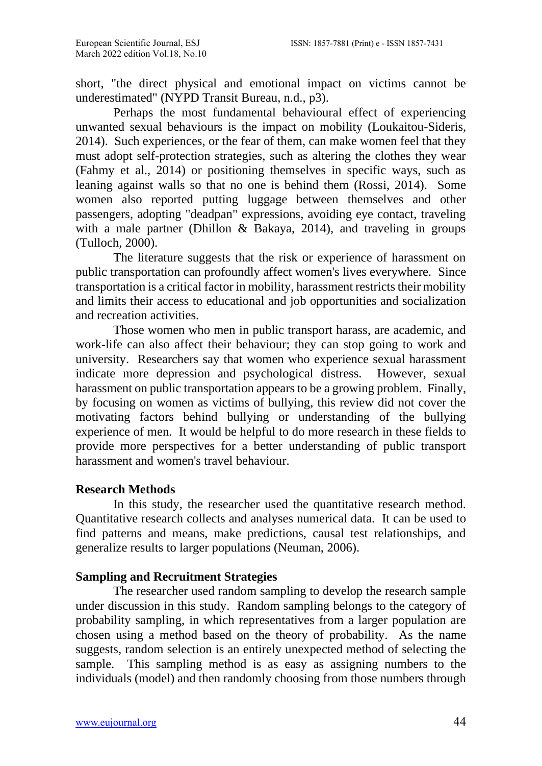short, "the direct physical and emotional impact on victims cannot be underestimated" (NYPD Transit Bureau, n.d., p3).

Perhaps the most fundamental behavioural effect of experiencing unwanted sexual behaviours is the impact on mobility (Loukaitou-Sideris, 2014). Such experiences, or the fear of them, can make women feel that they must adopt self-protection strategies, such as altering the clothes they wear (Fahmy et al., 2014) or positioning themselves in specific ways, such as leaning against walls so that no one is behind them (Rossi, 2014). Some women also reported putting luggage between themselves and other passengers, adopting "deadpan" expressions, avoiding eye contact, traveling with a male partner (Dhillon & Bakaya, 2014), and traveling in groups (Tulloch, 2000).

The literature suggests that the risk or experience of harassment on public transportation can profoundly affect women's lives everywhere. Since transportation is a critical factor in mobility, harassment restricts their mobility and limits their access to educational and job opportunities and socialization and recreation activities.

Those women who men in public transport harass, are academic, and work-life can also affect their behaviour; they can stop going to work and university. Researchers say that women who experience sexual harassment indicate more depression and psychological distress. However, sexual harassment on public transportation appears to be a growing problem. Finally, by focusing on women as victims of bullying, this review did not cover the motivating factors behind bullying or understanding of the bullying experience of men. It would be helpful to do more research in these fields to provide more perspectives for a better understanding of public transport harassment and women's travel behaviour.

## Research Methods

In this study, the researcher used the quantitative research method. Quantitative research collects and analyses numerical data. It can be used to find patterns and means, make predictions, causal test relationships, and generalize results to larger populations (Neuman, 2006).

## Sampling and Recruitment Strategies

The researcher used random sampling to develop the research sample under discussion in this study. Random sampling belongs to the category of probability sampling, in which representatives from a larger population are chosen using a method based on the theory of probability. As the name suggests, random selection is an entirely unexpected method of selecting the sample. This sampling method is as easy as assigning numbers to the individuals (model) and then randomly choosing from those numbers through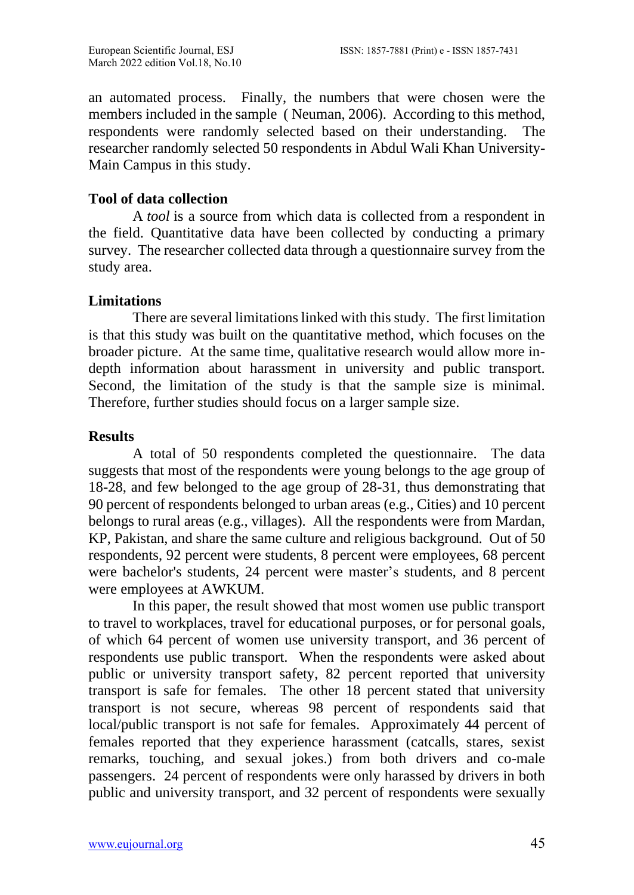an automated process. Finally, the numbers that were chosen were the members included in the sample ( Neuman, 2006). According to this method, respondents were randomly selected based on their understanding. The researcher randomly selected 50 respondents in Abdul Wali Khan University-Main Campus in this study.

### Tool of data collection

A *tool* is a source from which data is collected from a respondent in the field. Quantitative data have been collected by conducting a primary survey. The researcher collected data through a questionnaire survey from the study area.

### Limitations

There are several limitations linked with this study. The first limitation is that this study was built on the quantitative method, which focuses on the broader picture. At the same time, qualitative research would allow more in-depth information about harassment in university and public transport. Second, the limitation of the study is that the sample size is minimal. Therefore, further studies should focus on a larger sample size.

### Results

A total of 50 respondents completed the questionnaire. The data suggests that most of the respondents were young belongs to the age group of 18-28, and few belonged to the age group of 28-31, thus demonstrating that 90 percent of respondents belonged to urban areas (e.g., Cities) and 10 percent belongs to rural areas (e.g., villages). All the respondents were from Mardan, KP, Pakistan, and share the same culture and religious background. Out of 50 respondents, 92 percent were students, 8 percent were employees, 68 percent were bachelor's students, 24 percent were master's students, and 8 percent were employees at AWKUM.

In this paper, the result showed that most women use public transport to travel to workplaces, travel for educational purposes, or for personal goals, of which 64 percent of women use university transport, and 36 percent of respondents use public transport. When the respondents were asked about public or university transport safety, 82 percent reported that university transport is safe for females. The other 18 percent stated that university transport is not secure, whereas 98 percent of respondents said that local/public transport is not safe for females. Approximately 44 percent of females reported that they experience harassment (catcalls, stares, sexist remarks, touching, and sexual jokes.) from both drivers and co-male passengers. 24 percent of respondents were only harassed by drivers in both public and university transport, and 32 percent of respondents were sexually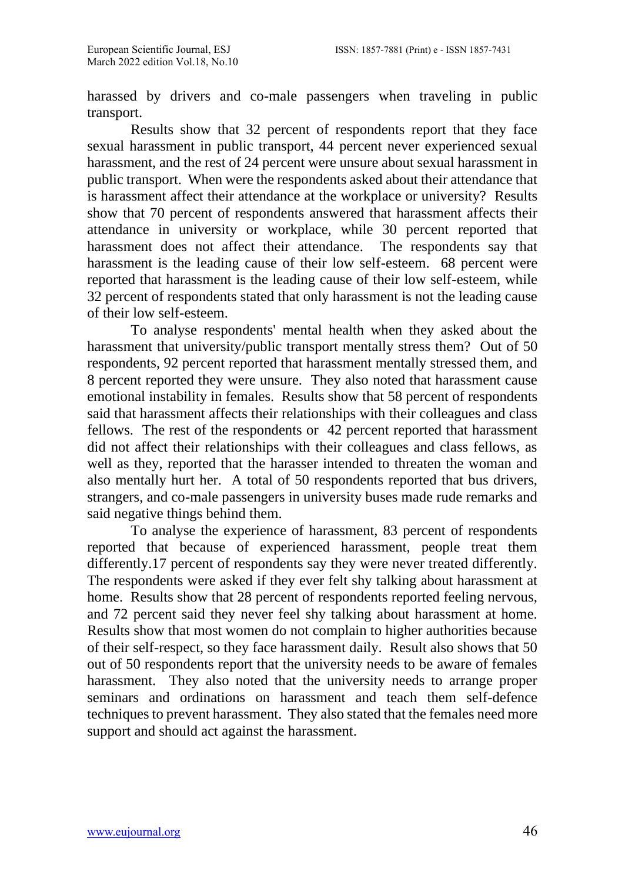harassed by drivers and co-male passengers when traveling in public transport.

Results show that 32 percent of respondents report that they face sexual harassment in public transport, 44 percent never experienced sexual harassment, and the rest of 24 percent were unsure about sexual harassment in public transport. When were the respondents asked about their attendance that is harassment affect their attendance at the workplace or university? Results show that 70 percent of respondents answered that harassment affects their attendance in university or workplace, while 30 percent reported that harassment does not affect their attendance. The respondents say that harassment is the leading cause of their low self-esteem. 68 percent were reported that harassment is the leading cause of their low self-esteem, while 32 percent of respondents stated that only harassment is not the leading cause of their low self-esteem.

To analyse respondents' mental health when they asked about the harassment that university/public transport mentally stress them? Out of 50 respondents, 92 percent reported that harassment mentally stressed them, and 8 percent reported they were unsure. They also noted that harassment cause emotional instability in females. Results show that 58 percent of respondents said that harassment affects their relationships with their colleagues and class fellows. The rest of the respondents or 42 percent reported that harassment did not affect their relationships with their colleagues and class fellows, as well as they, reported that the harasser intended to threaten the woman and also mentally hurt her. A total of 50 respondents reported that bus drivers, strangers, and co-male passengers in university buses made rude remarks and said negative things behind them.

To analyse the experience of harassment, 83 percent of respondents reported that because of experienced harassment, people treat them differently.17 percent of respondents say they were never treated differently. The respondents were asked if they ever felt shy talking about harassment at home. Results show that 28 percent of respondents reported feeling nervous, and 72 percent said they never feel shy talking about harassment at home. Results show that most women do not complain to higher authorities because of their self-respect, so they face harassment daily. Result also shows that 50 out of 50 respondents report that the university needs to be aware of females harassment. They also noted that the university needs to arrange proper seminars and ordinations on harassment and teach them self-defence techniques to prevent harassment. They also stated that the females need more support and should act against the harassment.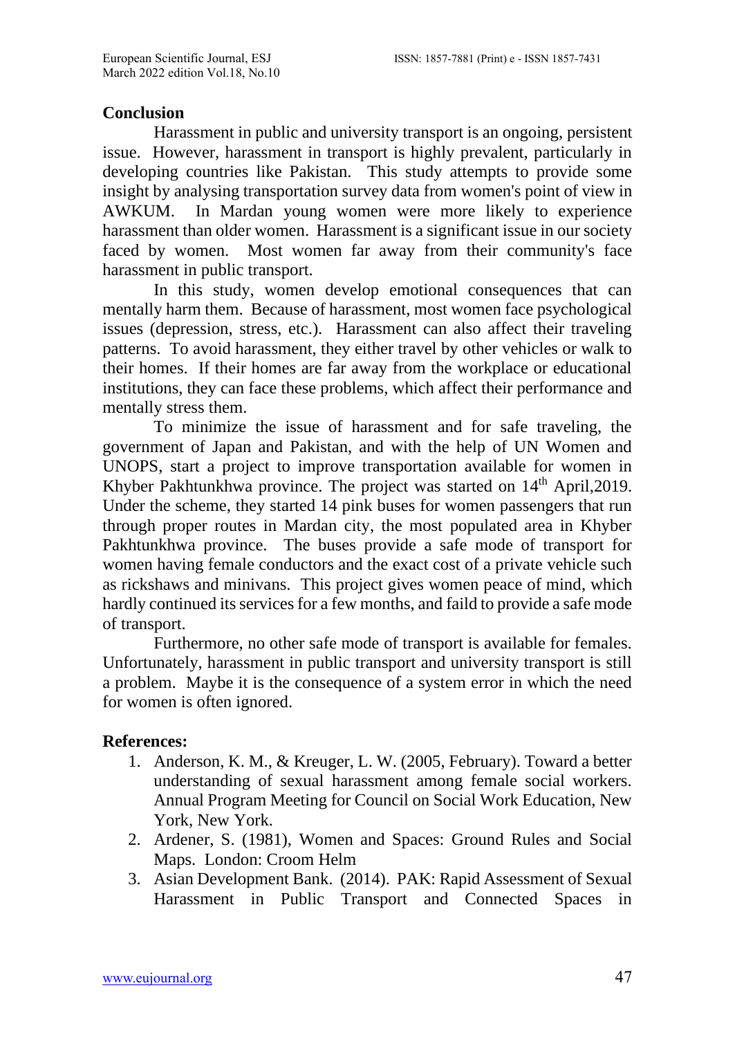## Conclusion

Harassment in public and university transport is an ongoing, persistent issue. However, harassment in transport is highly prevalent, particularly in developing countries like Pakistan. This study attempts to provide some insight by analysing transportation survey data from women's point of view in AWKUM. In Mardan young women were more likely to experience harassment than older women. Harassment is a significant issue in our society faced by women. Most women far away from their community's face harassment in public transport.

In this study, women develop emotional consequences that can mentally harm them. Because of harassment, most women face psychological issues (depression, stress, etc.). Harassment can also affect their traveling patterns. To avoid harassment, they either travel by other vehicles or walk to their homes. If their homes are far away from the workplace or educational institutions, they can face these problems, which affect their performance and mentally stress them.

To minimize the issue of harassment and for safe traveling, the government of Japan and Pakistan, and with the help of UN Women and UNOPS, start a project to improve transportation available for women in Khyber Pakhtunkhwa province. The project was started on 14th April,2019. Under the scheme, they started 14 pink buses for women passengers that run through proper routes in Mardan city, the most populated area in Khyber Pakhtunkhwa province. The buses provide a safe mode of transport for women having female conductors and the exact cost of a private vehicle such as rickshaws and minivans. This project gives women peace of mind, which hardly continued its services for a few months, and faild to provide a safe mode of transport.

Furthermore, no other safe mode of transport is available for females. Unfortunately, harassment in public transport and university transport is still a problem. Maybe it is the consequence of a system error in which the need for women is often ignored.

## References:

1. Anderson, K. M., & Kreuger, L. W. (2005, February). Toward a better understanding of sexual harassment among female social workers. Annual Program Meeting for Council on Social Work Education, New York, New York.
2. Ardener, S. (1981), Women and Spaces: Ground Rules and Social Maps. London: Croom Helm
3. Asian Development Bank. (2014). PAK: Rapid Assessment of Sexual Harassment in Public Transport and Connected Spaces in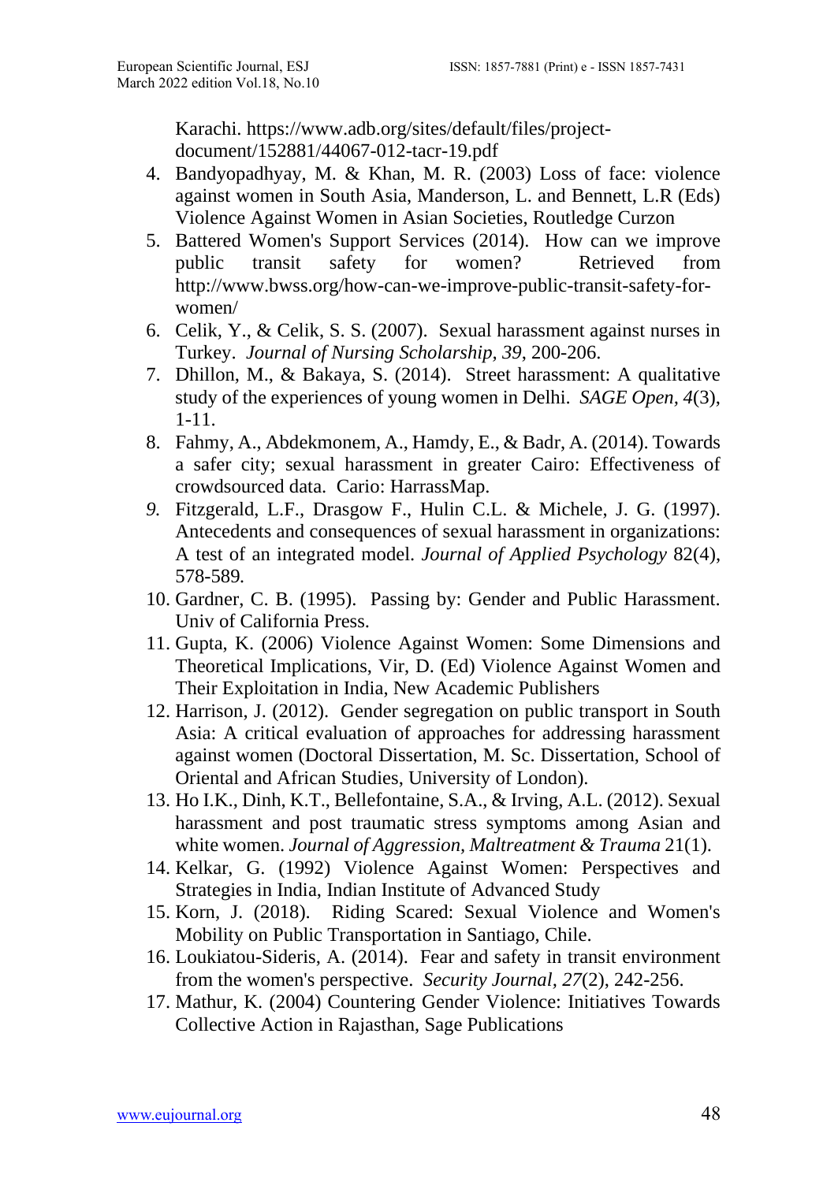Karachi. https://www.adb.org/sites/default/files/project-document/152881/44067-012-tacr-19.pdf

4. Bandyopadhyay, M. & Khan, M. R. (2003) Loss of face: violence against women in South Asia, Manderson, L. and Bennett, L.R (Eds) Violence Against Women in Asian Societies, Routledge Curzon
5. Battered Women's Support Services (2014). How can we improve public transit safety for women? Retrieved from http://www.bwss.org/how-can-we-improve-public-transit-safety-for-women/
6. Celik, Y., & Celik, S. S. (2007). Sexual harassment against nurses in Turkey. *Journal of Nursing Scholarship, 39*, 200-206.
7. Dhillon, M., & Bakaya, S. (2014). Street harassment: A qualitative study of the experiences of young women in Delhi. *SAGE Open, 4*(3), 1-11.
8. Fahmy, A., Abdekmonem, A., Hamdy, E., & Badr, A. (2014). Towards a safer city; sexual harassment in greater Cairo: Effectiveness of crowdsourced data. Cario: HarrassMap.
9. Fitzgerald, L.F., Drasgow F., Hulin C.L. & Michele, J. G. (1997). Antecedents and consequences of sexual harassment in organizations: A test of an integrated model. *Journal of Applied Psychology* 82(4), 578-589.
10. Gardner, C. B. (1995). Passing by: Gender and Public Harassment. Univ of California Press.
11. Gupta, K. (2006) Violence Against Women: Some Dimensions and Theoretical Implications, Vir, D. (Ed) Violence Against Women and Their Exploitation in India, New Academic Publishers
12. Harrison, J. (2012). Gender segregation on public transport in South Asia: A critical evaluation of approaches for addressing harassment against women (Doctoral Dissertation, M. Sc. Dissertation, School of Oriental and African Studies, University of London).
13. Ho I.K., Dinh, K.T., Bellefontaine, S.A., & Irving, A.L. (2012). Sexual harassment and post traumatic stress symptoms among Asian and white women. *Journal of Aggression, Maltreatment & Trauma* 21(1).
14. Kelkar, G. (1992) Violence Against Women: Perspectives and Strategies in India, Indian Institute of Advanced Study
15. Korn, J. (2018). Riding Scared: Sexual Violence and Women's Mobility on Public Transportation in Santiago, Chile.
16. Loukiatou-Sideris, A. (2014). Fear and safety in transit environment from the women's perspective. *Security Journal, 27*(2), 242-256.
17. Mathur, K. (2004) Countering Gender Violence: Initiatives Towards Collective Action in Rajasthan, Sage Publications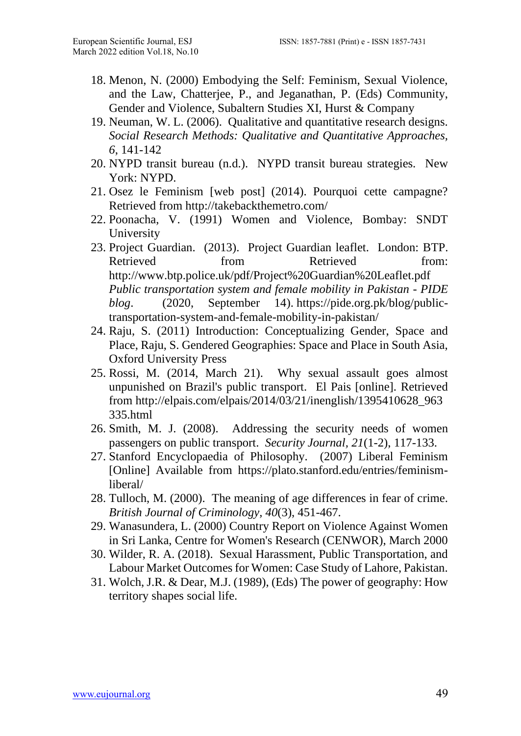18. Menon, N. (2000) Embodying the Self: Feminism, Sexual Violence, and the Law, Chatterjee, P., and Jeganathan, P. (Eds) Community, Gender and Violence, Subaltern Studies XI, Hurst & Company
19. Neuman, W. L. (2006). Qualitative and quantitative research designs. *Social Research Methods: Qualitative and Quantitative Approaches, 6*, 141-142
20. NYPD transit bureau (n.d.). NYPD transit bureau strategies. New York: NYPD.
21. Osez le Feminism [web post] (2014). Pourquoi cette campagne? Retrieved from http://takebackthemetro.com/
22. Poonacha, V. (1991) Women and Violence, Bombay: SNDT University
23. Project Guardian. (2013). Project Guardian leaflet. London: BTP. Retrieved from Retrieved from: http://www.btp.police.uk/pdf/Project%20Guardian%20Leaflet.pdf *Public transportation system and female mobility in Pakistan - PIDE blog*. (2020, September 14). https://pide.org.pk/blog/public-transportation-system-and-female-mobility-in-pakistan/
24. Raju, S. (2011) Introduction: Conceptualizing Gender, Space and Place, Raju, S. Gendered Geographies: Space and Place in South Asia, Oxford University Press
25. Rossi, M. (2014, March 21). Why sexual assault goes almost unpunished on Brazil's public transport. El Pais [online]. Retrieved from http://elpais.com/elpais/2014/03/21/inenglish/1395410628_963335.html
26. Smith, M. J. (2008). Addressing the security needs of women passengers on public transport. *Security Journal, 21*(1-2), 117-133.
27. Stanford Encyclopaedia of Philosophy. (2007) Liberal Feminism [Online] Available from https://plato.stanford.edu/entries/feminism-liberal/
28. Tulloch, M. (2000). The meaning of age differences in fear of crime. *British Journal of Criminology, 40*(3), 451-467.
29. Wanasundera, L. (2000) Country Report on Violence Against Women in Sri Lanka, Centre for Women's Research (CENWOR), March 2000
30. Wilder, R. A. (2018). Sexual Harassment, Public Transportation, and Labour Market Outcomes for Women: Case Study of Lahore, Pakistan.
31. Wolch, J.R. & Dear, M.J. (1989), (Eds) The power of geography: How territory shapes social life.